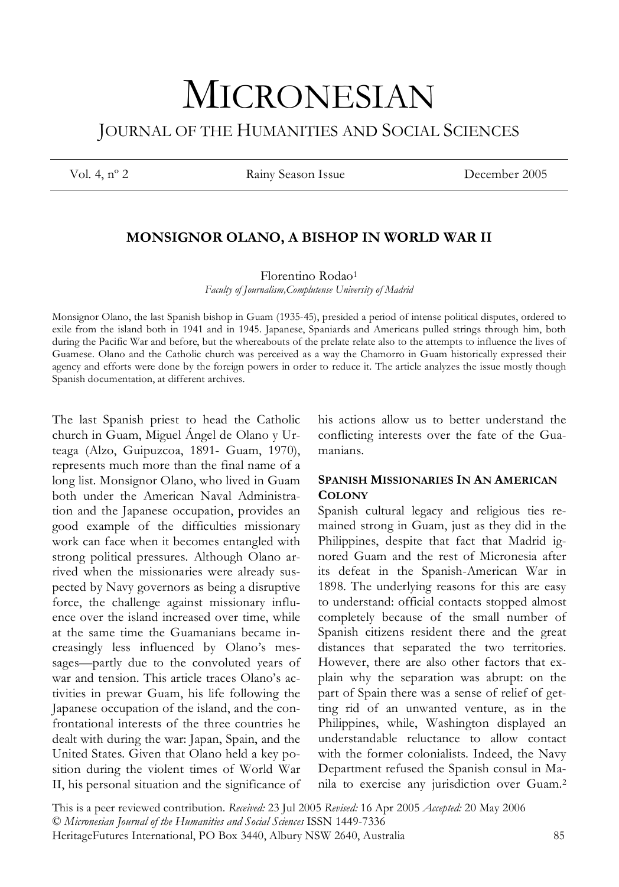# MICRONESIAN

## JOURNAL OF THE HUMANITIES AND SOCIAL SCIENCES

Vol. 4, nº 2 — Rainy Season Issue — December 2005

## MONSIGNOR OLANO, A BISHOP IN WORLD WAR II

Florentino Rodao[1]

*Faculty of Journalism,Complutense University of Madrid*

Monsignor Olano, the last Spanish bishop in Guam (1935-45), presided a period of intense political disputes, ordered to exile from the island both in 1941 and in 1945. Japanese, Spaniards and Americans pulled strings through him, both during the Pacific War and before, but the whereabouts of the prelate relate also to the attempts to influence the lives of Guamese. Olano and the Catholic church was perceived as a way the Chamorro in Guam historically expressed their agency and efforts were done by the foreign powers in order to reduce it. The article analyzes the issue mostly though Spanish documentation, at different archives.

The last Spanish priest to head the Catholic church in Guam, Miguel Ángel de Olano y Urteaga (Alzo, Guipuzcoa, 1891- Guam, 1970), represents much more than the final name of a long list. Monsignor Olano, who lived in Guam both under the American Naval Administration and the Japanese occupation, provides an good example of the difficulties missionary work can face when it becomes entangled with strong political pressures. Although Olano arrived when the missionaries were already suspected by Navy governors as being a disruptive force, the challenge against missionary influence over the island increased over time, while at the same time the Guamanians became increasingly less influenced by Olano's messages—partly due to the convoluted years of war and tension. This article traces Olano's activities in prewar Guam, his life following the Japanese occupation of the island, and the confrontational interests of the three countries he dealt with during the war: Japan, Spain, and the United States. Given that Olano held a key position during the violent times of World War II, his personal situation and the significance of his actions allow us to better understand the conflicting interests over the fate of the Guamanians.

### SPANISH MISSIONARIES IN AN AMERICAN COLONY

Spanish cultural legacy and religious ties remained strong in Guam, just as they did in the Philippines, despite that fact that Madrid ignored Guam and the rest of Micronesia after its defeat in the Spanish-American War in 1898. The underlying reasons for this are easy to understand: official contacts stopped almost completely because of the small number of Spanish citizens resident there and the great distances that separated the two territories. However, there are also other factors that explain why the separation was abrupt: on the part of Spain there was a sense of relief of getting rid of an unwanted venture, as in the Philippines, while, Washington displayed an understandable reluctance to allow contact with the former colonialists. Indeed, the Navy Department refused the Spanish consul in Manila to exercise any jurisdiction over Guam.[2]

This is a peer reviewed contribution. *Received:* 23 Jul 2005 *Revised:* 16 Apr 2005 *Accepted:* 20 May 2006
© *Micronesian Journal of the Humanities and Social Sciences* ISSN 1449-7336
HeritageFutures International, PO Box 3440, Albury NSW 2640, Australia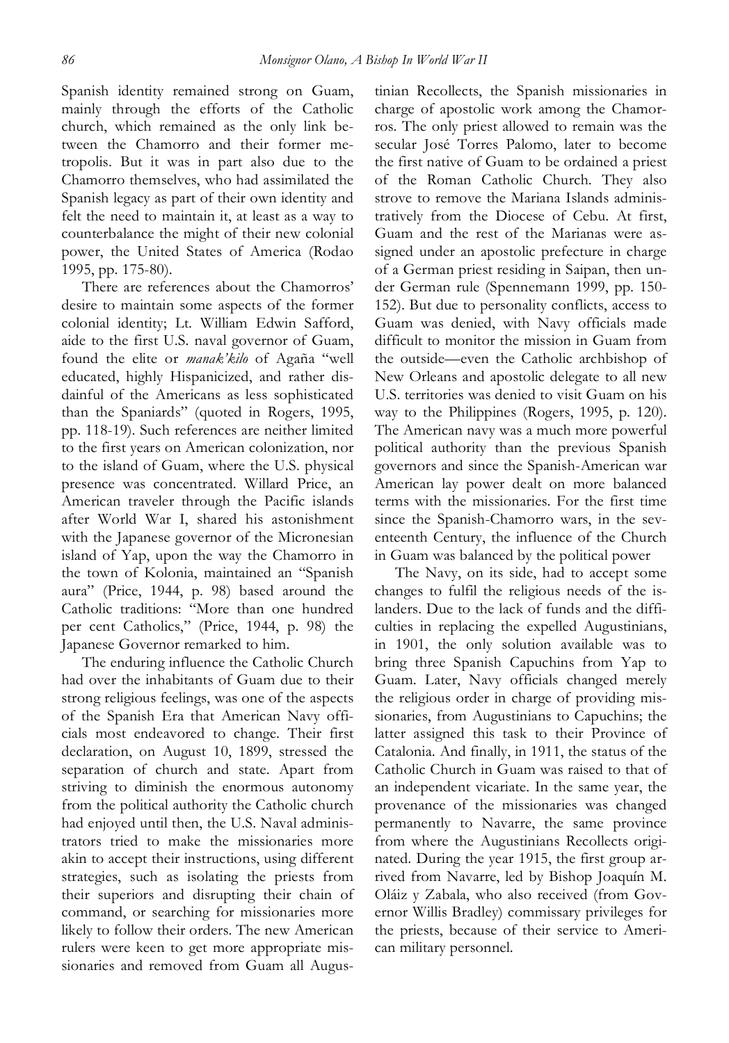Spanish identity remained strong on Guam, mainly through the efforts of the Catholic church, which remained as the only link between the Chamorro and their former metropolis. But it was in part also due to the Chamorro themselves, who had assimilated the Spanish legacy as part of their own identity and felt the need to maintain it, at least as a way to counterbalance the might of their new colonial power, the United States of America (Rodao 1995, pp. 175-80).

There are references about the Chamorros' desire to maintain some aspects of the former colonial identity; Lt. William Edwin Safford, aide to the first U.S. naval governor of Guam, found the elite or *manak'kilo* of Agaña "well educated, highly Hispanicized, and rather disdainful of the Americans as less sophisticated than the Spaniards" (quoted in Rogers, 1995, pp. 118-19). Such references are neither limited to the first years on American colonization, nor to the island of Guam, where the U.S. physical presence was concentrated. Willard Price, an American traveler through the Pacific islands after World War I, shared his astonishment with the Japanese governor of the Micronesian island of Yap, upon the way the Chamorro in the town of Kolonia, maintained an "Spanish aura" (Price, 1944, p. 98) based around the Catholic traditions: "More than one hundred per cent Catholics," (Price, 1944, p. 98) the Japanese Governor remarked to him.

The enduring influence the Catholic Church had over the inhabitants of Guam due to their strong religious feelings, was one of the aspects of the Spanish Era that American Navy officials most endeavored to change. Their first declaration, on August 10, 1899, stressed the separation of church and state. Apart from striving to diminish the enormous autonomy from the political authority the Catholic church had enjoyed until then, the U.S. Naval administrators tried to make the missionaries more akin to accept their instructions, using different strategies, such as isolating the priests from their superiors and disrupting their chain of command, or searching for missionaries more likely to follow their orders. The new American rulers were keen to get more appropriate missionaries and removed from Guam all Augustinian Recollects, the Spanish missionaries in charge of apostolic work among the Chamorros. The only priest allowed to remain was the secular José Torres Palomo, later to become the first native of Guam to be ordained a priest of the Roman Catholic Church. They also strove to remove the Mariana Islands administratively from the Diocese of Cebu. At first, Guam and the rest of the Marianas were assigned under an apostolic prefecture in charge of a German priest residing in Saipan, then under German rule (Spennemann 1999, pp. 150-152). But due to personality conflicts, access to Guam was denied, with Navy officials made difficult to monitor the mission in Guam from the outside—even the Catholic archbishop of New Orleans and apostolic delegate to all new U.S. territories was denied to visit Guam on his way to the Philippines (Rogers, 1995, p. 120). The American navy was a much more powerful political authority than the previous Spanish governors and since the Spanish-American war American lay power dealt on more balanced terms with the missionaries. For the first time since the Spanish-Chamorro wars, in the seventeenth Century, the influence of the Church in Guam was balanced by the political power

The Navy, on its side, had to accept some changes to fulfil the religious needs of the islanders. Due to the lack of funds and the difficulties in replacing the expelled Augustinians, in 1901, the only solution available was to bring three Spanish Capuchins from Yap to Guam. Later, Navy officials changed merely the religious order in charge of providing missionaries, from Augustinians to Capuchins; the latter assigned this task to their Province of Catalonia. And finally, in 1911, the status of the Catholic Church in Guam was raised to that of an independent vicariate. In the same year, the provenance of the missionaries was changed permanently to Navarre, the same province from where the Augustinians Recollects originated. During the year 1915, the first group arrived from Navarre, led by Bishop Joaquín M. Oláiz y Zabala, who also received (from Governor Willis Bradley) commissary privileges for the priests, because of their service to American military personnel.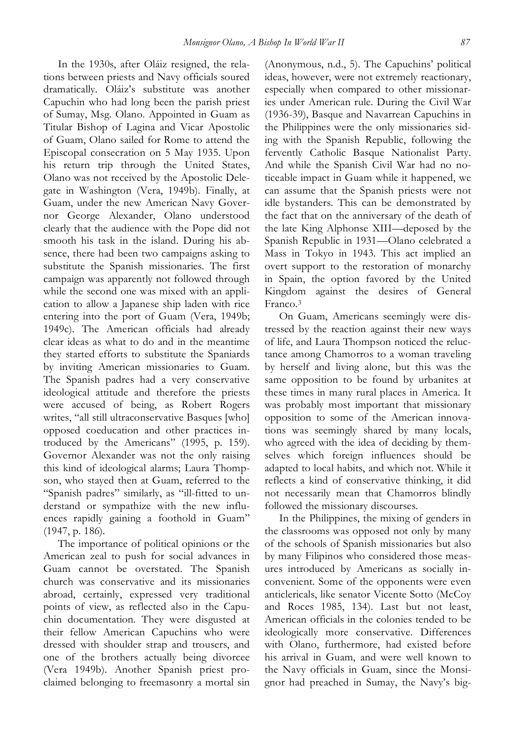In the 1930s, after Oláiz resigned, the relations between priests and Navy officials soured dramatically. Oláiz's substitute was another Capuchin who had long been the parish priest of Sumay, Msg. Olano. Appointed in Guam as Titular Bishop of Lagina and Vicar Apostolic of Guam, Olano sailed for Rome to attend the Episcopal consecration on 5 May 1935. Upon his return trip through the United States, Olano was not received by the Apostolic Delegate in Washington (Vera, 1949b). Finally, at Guam, under the new American Navy Governor George Alexander, Olano understood clearly that the audience with the Pope did not smooth his task in the island. During his absence, there had been two campaigns asking to substitute the Spanish missionaries. The first campaign was apparently not followed through while the second one was mixed with an application to allow a Japanese ship laden with rice entering into the port of Guam (Vera, 1949b; 1949c). The American officials had already clear ideas as what to do and in the meantime they started efforts to substitute the Spaniards by inviting American missionaries to Guam. The Spanish padres had a very conservative ideological attitude and therefore the priests were accused of being, as Robert Rogers writes, "all still ultraconservative Basques [who] opposed coeducation and other practices introduced by the Americans" (1995, p. 159). Governor Alexander was not the only raising this kind of ideological alarms; Laura Thompson, who stayed then at Guam, referred to the "Spanish padres" similarly, as "ill-fitted to understand or sympathize with the new influences rapidly gaining a foothold in Guam" (1947, p. 186).

The importance of political opinions or the American zeal to push for social advances in Guam cannot be overstated. The Spanish church was conservative and its missionaries abroad, certainly, expressed very traditional points of view, as reflected also in the Capuchin documentation. They were disgusted at their fellow American Capuchins who were dressed with shoulder strap and trousers, and one of the brothers actually being divorcee (Vera 1949b). Another Spanish priest proclaimed belonging to freemasonry a mortal sin (Anonymous, n.d., 5). The Capuchins' political ideas, however, were not extremely reactionary, especially when compared to other missionaries under American rule. During the Civil War (1936-39), Basque and Navarrean Capuchins in the Philippines were the only missionaries siding with the Spanish Republic, following the fervently Catholic Basque Nationalist Party. And while the Spanish Civil War had no noticeable impact in Guam while it happened, we can assume that the Spanish priests were not idle bystanders. This can be demonstrated by the fact that on the anniversary of the death of the late King Alphonse XIII—deposed by the Spanish Republic in 1931—Olano celebrated a Mass in Tokyo in 1943. This act implied an overt support to the restoration of monarchy in Spain, the option favored by the United Kingdom against the desires of General Franco.[3]

On Guam, Americans seemingly were distressed by the reaction against their new ways of life, and Laura Thompson noticed the reluctance among Chamorros to a woman traveling by herself and living alone, but this was the same opposition to be found by urbanites at these times in many rural places in America. It was probably most important that missionary opposition to some of the American innovations was seemingly shared by many locals, who agreed with the idea of deciding by themselves which foreign influences should be adapted to local habits, and which not. While it reflects a kind of conservative thinking, it did not necessarily mean that Chamorros blindly followed the missionary discourses.

In the Philippines, the mixing of genders in the classrooms was opposed not only by many of the schools of Spanish missionaries but also by many Filipinos who considered those measures introduced by Americans as socially inconvenient. Some of the opponents were even anticlericals, like senator Vicente Sotto (McCoy and Roces 1985, 134). Last but not least, American officials in the colonies tended to be ideologically more conservative. Differences with Olano, furthermore, had existed before his arrival in Guam, and were well known to the Navy officials in Guam, since the Monsignor had preached in Sumay, the Navy's big-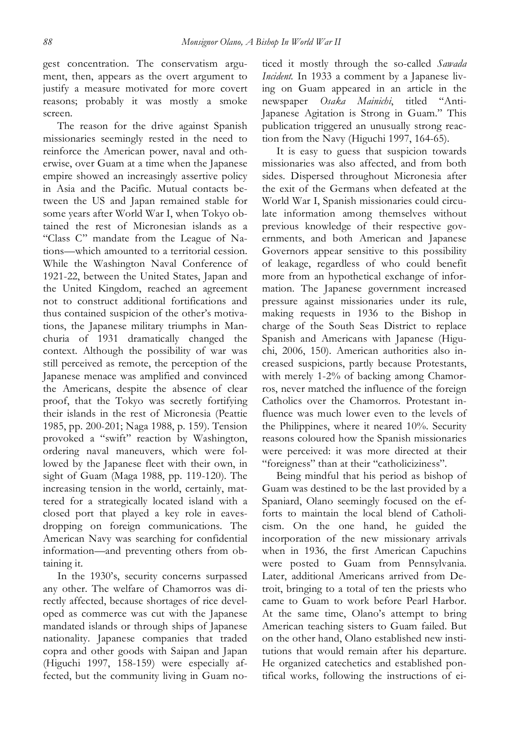gest concentration. The conservatism argument, then, appears as the overt argument to justify a measure motivated for more covert reasons; probably it was mostly a smoke screen.

The reason for the drive against Spanish missionaries seemingly rested in the need to reinforce the American power, naval and otherwise, over Guam at a time when the Japanese empire showed an increasingly assertive policy in Asia and the Pacific. Mutual contacts between the US and Japan remained stable for some years after World War I, when Tokyo obtained the rest of Micronesian islands as a "Class C" mandate from the League of Nations—which amounted to a territorial cession. While the Washington Naval Conference of 1921-22, between the United States, Japan and the United Kingdom, reached an agreement not to construct additional fortifications and thus contained suspicion of the other's motivations, the Japanese military triumphs in Manchuria of 1931 dramatically changed the context. Although the possibility of war was still perceived as remote, the perception of the Japanese menace was amplified and convinced the Americans, despite the absence of clear proof, that the Tokyo was secretly fortifying their islands in the rest of Micronesia (Peattie 1985, pp. 200-201; Naga 1988, p. 159). Tension provoked a "swift" reaction by Washington, ordering naval maneuvers, which were followed by the Japanese fleet with their own, in sight of Guam (Maga 1988, pp. 119-120). The increasing tension in the world, certainly, mattered for a strategically located island with a closed port that played a key role in eavesdropping on foreign communications. The American Navy was searching for confidential information—and preventing others from obtaining it.

In the 1930's, security concerns surpassed any other. The welfare of Chamorros was directly affected, because shortages of rice developed as commerce was cut with the Japanese mandated islands or through ships of Japanese nationality. Japanese companies that traded copra and other goods with Saipan and Japan (Higuchi 1997, 158-159) were especially affected, but the community living in Guam noticed it mostly through the so-called *Sawada Incident*. In 1933 a comment by a Japanese living on Guam appeared in an article in the newspaper *Osaka Mainichi*, titled "Anti-Japanese Agitation is Strong in Guam." This publication triggered an unusually strong reaction from the Navy (Higuchi 1997, 164-65).

It is easy to guess that suspicion towards missionaries was also affected, and from both sides. Dispersed throughout Micronesia after the exit of the Germans when defeated at the World War I, Spanish missionaries could circulate information among themselves without previous knowledge of their respective governments, and both American and Japanese Governors appear sensitive to this possibility of leakage, regardless of who could benefit more from an hypothetical exchange of information. The Japanese government increased pressure against missionaries under its rule, making requests in 1936 to the Bishop in charge of the South Seas District to replace Spanish and Americans with Japanese (Higuchi, 2006, 150). American authorities also increased suspicions, partly because Protestants, with merely 1-2% of backing among Chamorros, never matched the influence of the foreign Catholics over the Chamorros. Protestant influence was much lower even to the levels of the Philippines, where it neared 10%. Security reasons coloured how the Spanish missionaries were perceived: it was more directed at their "foreigness" than at their "catholiciziness".

Being mindful that his period as bishop of Guam was destined to be the last provided by a Spaniard, Olano seemingly focused on the efforts to maintain the local blend of Catholicism. On the one hand, he guided the incorporation of the new missionary arrivals when in 1936, the first American Capuchins were posted to Guam from Pennsylvania. Later, additional Americans arrived from Detroit, bringing to a total of ten the priests who came to Guam to work before Pearl Harbor. At the same time, Olano's attempt to bring American teaching sisters to Guam failed. But on the other hand, Olano established new institutions that would remain after his departure. He organized catechetics and established pontifical works, following the instructions of ei-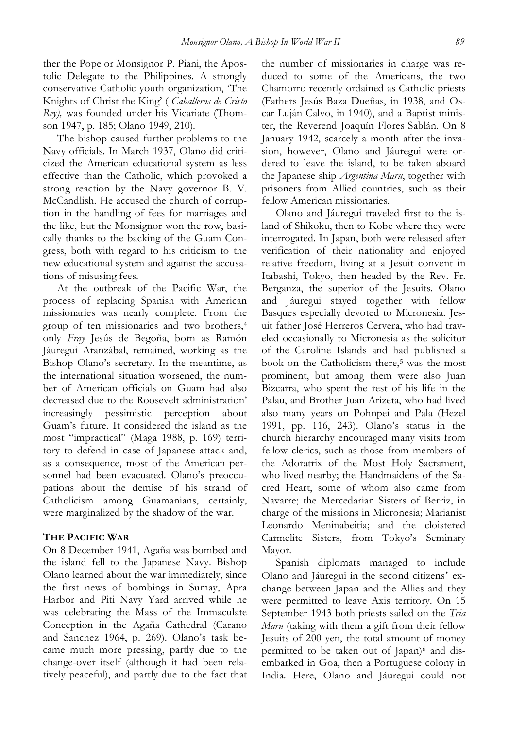ther the Pope or Monsignor P. Piani, the Apostolic Delegate to the Philippines. A strongly conservative Catholic youth organization, 'The Knights of Christ the King' ( *Caballeros de Cristo Rey),* was founded under his Vicariate (Thomson 1947, p. 185; Olano 1949, 210).

The bishop caused further problems to the Navy officials. In March 1937, Olano did criticized the American educational system as less effective than the Catholic, which provoked a strong reaction by the Navy governor B. V. McCandlish. He accused the church of corruption in the handling of fees for marriages and the like, but the Monsignor won the row, basically thanks to the backing of the Guam Congress, both with regard to his criticism to the new educational system and against the accusations of misusing fees.

At the outbreak of the Pacific War, the process of replacing Spanish with American missionaries was nearly complete. From the group of ten missionaries and two brothers,[4] only *Fray* Jesús de Begoña, born as Ramón Jáuregui Aranzábal, remained, working as the Bishop Olano's secretary. In the meantime, as the international situation worsened, the number of American officials on Guam had also decreased due to the Roosevelt administration' increasingly pessimistic perception about Guam's future. It considered the island as the most "impractical" (Maga 1988, p. 169) territory to defend in case of Japanese attack and, as a consequence, most of the American personnel had been evacuated. Olano's preoccupations about the demise of his strand of Catholicism among Guamanians, certainly, were marginalized by the shadow of the war.

## THE PACIFIC WAR

On 8 December 1941, Agaña was bombed and the island fell to the Japanese Navy. Bishop Olano learned about the war immediately, since the first news of bombings in Sumay, Apra Harbor and Piti Navy Yard arrived while he was celebrating the Mass of the Immaculate Conception in the Agaña Cathedral (Carano and Sanchez 1964, p. 269). Olano's task became much more pressing, partly due to the change-over itself (although it had been relatively peaceful), and partly due to the fact that the number of missionaries in charge was reduced to some of the Americans, the two Chamorro recently ordained as Catholic priests (Fathers Jesús Baza Dueñas, in 1938, and Oscar Luján Calvo, in 1940), and a Baptist minister, the Reverend Joaquín Flores Sablán. On 8 January 1942, scarcely a month after the invasion, however, Olano and Jáuregui were ordered to leave the island, to be taken aboard the Japanese ship *Argentina Maru*, together with prisoners from Allied countries, such as their fellow American missionaries.

Olano and Jáuregui traveled first to the island of Shikoku, then to Kobe where they were interrogated. In Japan, both were released after verification of their nationality and enjoyed relative freedom, living at a Jesuit convent in Itabashi, Tokyo, then headed by the Rev. Fr. Berganza, the superior of the Jesuits. Olano and Jáuregui stayed together with fellow Basques especially devoted to Micronesia. Jesuit father José Herreros Cervera, who had traveled occasionally to Micronesia as the solicitor of the Caroline Islands and had published a book on the Catholicism there,[5] was the most prominent, but among them were also Juan Bizcarra, who spent the rest of his life in the Palau, and Brother Juan Arizeta, who had lived also many years on Pohnpei and Pala (Hezel 1991, pp. 116, 243). Olano's status in the church hierarchy encouraged many visits from fellow clerics, such as those from members of the Adoratrix of the Most Holy Sacrament, who lived nearby; the Handmaidens of the Sacred Heart, some of whom also came from Navarre; the Mercedarian Sisters of Berriz, in charge of the missions in Micronesia; Marianist Leonardo Meninabeitia; and the cloistered Carmelite Sisters, from Tokyo's Seminary Mayor.

Spanish diplomats managed to include Olano and Jáuregui in the second citizens' exchange between Japan and the Allies and they were permitted to leave Axis territory. On 15 September 1943 both priests sailed on the *Teia Maru* (taking with them a gift from their fellow Jesuits of 200 yen, the total amount of money permitted to be taken out of Japan)[6] and disembarked in Goa, then a Portuguese colony in India. Here, Olano and Jáuregui could not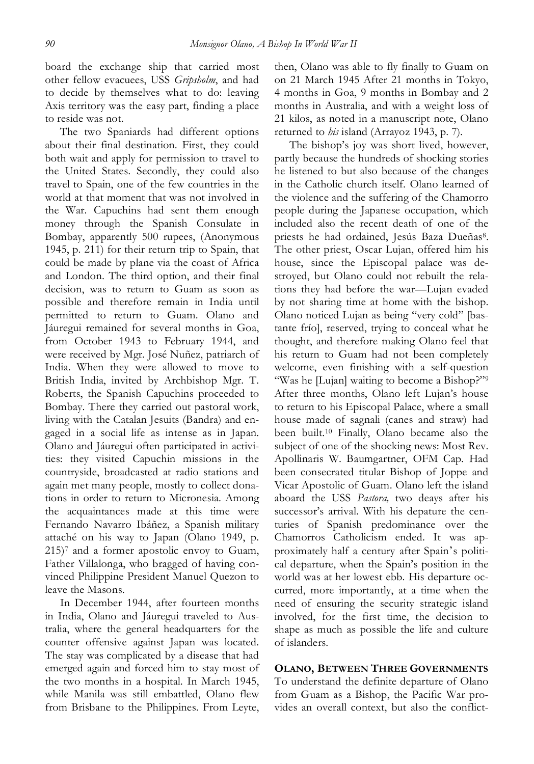board the exchange ship that carried most other fellow evacuees, USS *Gripsholm*, and had to decide by themselves what to do: leaving Axis territory was the easy part, finding a place to reside was not.

The two Spaniards had different options about their final destination. First, they could both wait and apply for permission to travel to the United States. Secondly, they could also travel to Spain, one of the few countries in the world at that moment that was not involved in the War. Capuchins had sent them enough money through the Spanish Consulate in Bombay, apparently 500 rupees, (Anonymous 1945, p. 211) for their return trip to Spain, that could be made by plane via the coast of Africa and London. The third option, and their final decision, was to return to Guam as soon as possible and therefore remain in India until permitted to return to Guam. Olano and Jáuregui remained for several months in Goa, from October 1943 to February 1944, and were received by Mgr. José Nuñez, patriarch of India. When they were allowed to move to British India, invited by Archbishop Mgr. T. Roberts, the Spanish Capuchins proceeded to Bombay. There they carried out pastoral work, living with the Catalan Jesuits (Bandra) and engaged in a social life as intense as in Japan. Olano and Jáuregui often participated in activities: they visited Capuchin missions in the countryside, broadcasted at radio stations and again met many people, mostly to collect donations in order to return to Micronesia. Among the acquaintances made at this time were Fernando Navarro Ibáñez, a Spanish military attaché on his way to Japan (Olano 1949, p. 215)[7] and a former apostolic envoy to Guam, Father Villalonga, who bragged of having convinced Philippine President Manuel Quezon to leave the Masons.

In December 1944, after fourteen months in India, Olano and Jáuregui traveled to Australia, where the general headquarters for the counter offensive against Japan was located. The stay was complicated by a disease that had emerged again and forced him to stay most of the two months in a hospital. In March 1945, while Manila was still embattled, Olano flew from Brisbane to the Philippines. From Leyte, then, Olano was able to fly finally to Guam on on 21 March 1945 After 21 months in Tokyo, 4 months in Goa, 9 months in Bombay and 2 months in Australia, and with a weight loss of 21 kilos, as noted in a manuscript note, Olano returned to *his* island (Arrayoz 1943, p. 7).

The bishop's joy was short lived, however, partly because the hundreds of shocking stories he listened to but also because of the changes in the Catholic church itself. Olano learned of the violence and the suffering of the Chamorro people during the Japanese occupation, which included also the recent death of one of the priests he had ordained, Jesús Baza Dueñas[8]. The other priest, Oscar Lujan, offered him his house, since the Episcopal palace was destroyed, but Olano could not rebuilt the relations they had before the war—Lujan evaded by not sharing time at home with the bishop. Olano noticed Lujan as being "very cold" [bastante frío], reserved, trying to conceal what he thought, and therefore making Olano feel that his return to Guam had not been completely welcome, even finishing with a self-question "Was he [Lujan] waiting to become a Bishop?"[9] After three months, Olano left Lujan's house to return to his Episcopal Palace, where a small house made of sagnali (canes and straw) had been built.[10] Finally, Olano became also the subject of one of the shocking news: Most Rev. Apollinaris W. Baumgartner, OFM Cap. Had been consecrated titular Bishop of Joppe and Vicar Apostolic of Guam. Olano left the island aboard the USS *Pastora,* two deays after his successor's arrival. With his depature the centuries of Spanish predominance over the Chamorros Catholicism ended. It was approximately half a century after Spain's political departure, when the Spain's position in the world was at her lowest ebb. His departure occurred, more importantly, at a time when the need of ensuring the security strategic island involved, for the first time, the decision to shape as much as possible the life and culture of islanders.

## OLANO, BETWEEN THREE GOVERNMENTS

To understand the definite departure of Olano from Guam as a Bishop, the Pacific War provides an overall context, but also the conflict-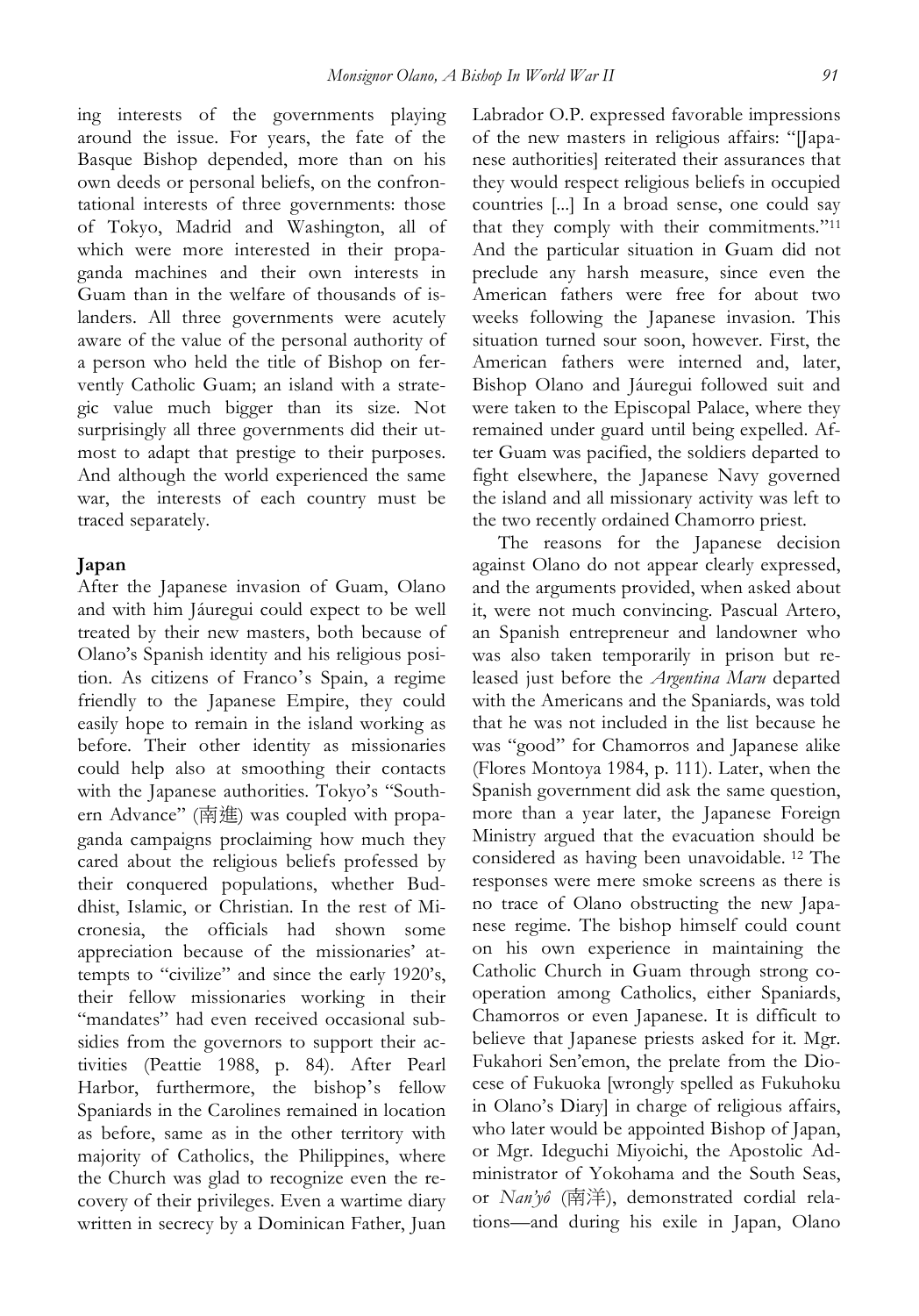ing interests of the governments playing around the issue. For years, the fate of the Basque Bishop depended, more than on his own deeds or personal beliefs, on the confrontational interests of three governments: those of Tokyo, Madrid and Washington, all of which were more interested in their propaganda machines and their own interests in Guam than in the welfare of thousands of islanders. All three governments were acutely aware of the value of the personal authority of a person who held the title of Bishop on fervently Catholic Guam; an island with a strategic value much bigger than its size. Not surprisingly all three governments did their utmost to adapt that prestige to their purposes. And although the world experienced the same war, the interests of each country must be traced separately.

## Japan

After the Japanese invasion of Guam, Olano and with him Jáuregui could expect to be well treated by their new masters, both because of Olano's Spanish identity and his religious position. As citizens of Franco's Spain, a regime friendly to the Japanese Empire, they could easily hope to remain in the island working as before. Their other identity as missionaries could help also at smoothing their contacts with the Japanese authorities. Tokyo's "Southern Advance" (南進) was coupled with propaganda campaigns proclaiming how much they cared about the religious beliefs professed by their conquered populations, whether Buddhist, Islamic, or Christian. In the rest of Micronesia, the officials had shown some appreciation because of the missionaries' attempts to "civilize" and since the early 1920's, their fellow missionaries working in their "mandates" had even received occasional subsidies from the governors to support their activities (Peattie 1988, p. 84). After Pearl Harbor, furthermore, the bishop's fellow Spaniards in the Carolines remained in location as before, same as in the other territory with majority of Catholics, the Philippines, where the Church was glad to recognize even the recovery of their privileges. Even a wartime diary written in secrecy by a Dominican Father, Juan Labrador O.P. expressed favorable impressions of the new masters in religious affairs: "[Japanese authorities] reiterated their assurances that they would respect religious beliefs in occupied countries [...] In a broad sense, one could say that they comply with their commitments."[11] And the particular situation in Guam did not preclude any harsh measure, since even the American fathers were free for about two weeks following the Japanese invasion. This situation turned sour soon, however. First, the American fathers were interned and, later, Bishop Olano and Jáuregui followed suit and were taken to the Episcopal Palace, where they remained under guard until being expelled. After Guam was pacified, the soldiers departed to fight elsewhere, the Japanese Navy governed the island and all missionary activity was left to the two recently ordained Chamorro priest.

The reasons for the Japanese decision against Olano do not appear clearly expressed, and the arguments provided, when asked about it, were not much convincing. Pascual Artero, an Spanish entrepreneur and landowner who was also taken temporarily in prison but released just before the *Argentina Maru* departed with the Americans and the Spaniards, was told that he was not included in the list because he was "good" for Chamorros and Japanese alike (Flores Montoya 1984, p. 111). Later, when the Spanish government did ask the same question, more than a year later, the Japanese Foreign Ministry argued that the evacuation should be considered as having been unavoidable. [12] The responses were mere smoke screens as there is no trace of Olano obstructing the new Japanese regime. The bishop himself could count on his own experience in maintaining the Catholic Church in Guam through strong cooperation among Catholics, either Spaniards, Chamorros or even Japanese. It is difficult to believe that Japanese priests asked for it. Mgr. Fukahori Sen'emon, the prelate from the Diocese of Fukuoka [wrongly spelled as Fukuhoku in Olano's Diary] in charge of religious affairs, who later would be appointed Bishop of Japan, or Mgr. Ideguchi Miyoichi, the Apostolic Administrator of Yokohama and the South Seas, or *Nan'yô* (南洋), demonstrated cordial relations—and during his exile in Japan, Olano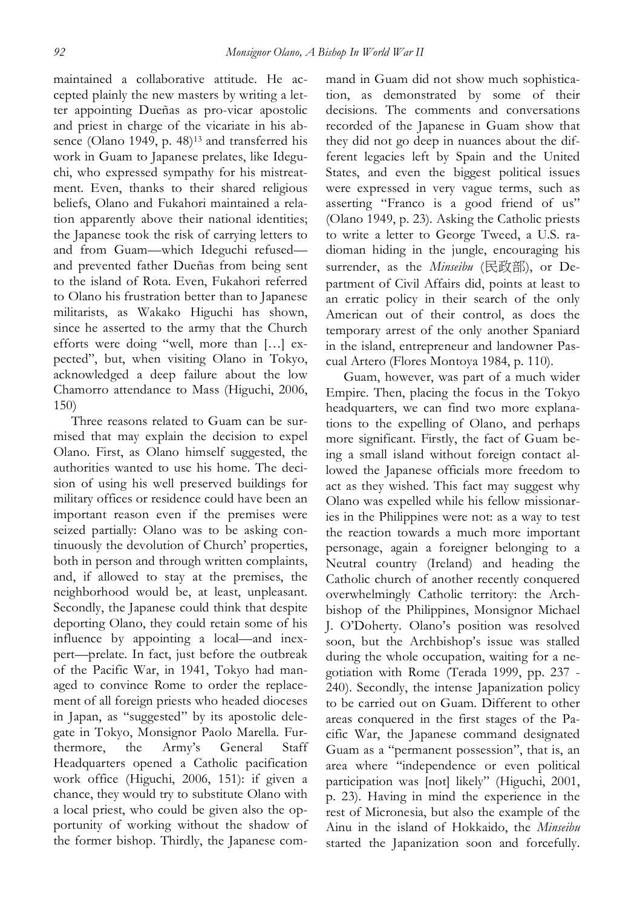maintained a collaborative attitude. He accepted plainly the new masters by writing a letter appointing Dueñas as pro-vicar apostolic and priest in charge of the vicariate in his absence (Olano 1949, p. 48)[13] and transferred his work in Guam to Japanese prelates, like Ideguchi, who expressed sympathy for his mistreatment. Even, thanks to their shared religious beliefs, Olano and Fukahori maintained a relation apparently above their national identities; the Japanese took the risk of carrying letters to and from Guam—which Ideguchi refused—and prevented father Dueñas from being sent to the island of Rota. Even, Fukahori referred to Olano his frustration better than to Japanese militarists, as Wakako Higuchi has shown, since he asserted to the army that the Church efforts were doing "well, more than […] expected", but, when visiting Olano in Tokyo, acknowledged a deep failure about the low Chamorro attendance to Mass (Higuchi, 2006, 150)

Three reasons related to Guam can be surmised that may explain the decision to expel Olano. First, as Olano himself suggested, the authorities wanted to use his home. The decision of using his well preserved buildings for military offices or residence could have been an important reason even if the premises were seized partially: Olano was to be asking continuously the devolution of Church' properties, both in person and through written complaints, and, if allowed to stay at the premises, the neighborhood would be, at least, unpleasant. Secondly, the Japanese could think that despite deporting Olano, they could retain some of his influence by appointing a local—and inexpert—prelate. In fact, just before the outbreak of the Pacific War, in 1941, Tokyo had managed to convince Rome to order the replacement of all foreign priests who headed dioceses in Japan, as "suggested" by its apostolic delegate in Tokyo, Monsignor Paolo Marella. Furthermore, the Army's General Staff Headquarters opened a Catholic pacification work office (Higuchi, 2006, 151): if given a chance, they would try to substitute Olano with a local priest, who could be given also the opportunity of working without the shadow of the former bishop. Thirdly, the Japanese command in Guam did not show much sophistication, as demonstrated by some of their decisions. The comments and conversations recorded of the Japanese in Guam show that they did not go deep in nuances about the different legacies left by Spain and the United States, and even the biggest political issues were expressed in very vague terms, such as asserting "Franco is a good friend of us" (Olano 1949, p. 23). Asking the Catholic priests to write a letter to George Tweed, a U.S. radioman hiding in the jungle, encouraging his surrender, as the *Minseibu* (民政部), or Department of Civil Affairs did, points at least to an erratic policy in their search of the only American out of their control, as does the temporary arrest of the only another Spaniard in the island, entrepreneur and landowner Pascual Artero (Flores Montoya 1984, p. 110).

Guam, however, was part of a much wider Empire. Then, placing the focus in the Tokyo headquarters, we can find two more explanations to the expelling of Olano, and perhaps more significant. Firstly, the fact of Guam being a small island without foreign contact allowed the Japanese officials more freedom to act as they wished. This fact may suggest why Olano was expelled while his fellow missionaries in the Philippines were not: as a way to test the reaction towards a much more important personage, again a foreigner belonging to a Neutral country (Ireland) and heading the Catholic church of another recently conquered overwhelmingly Catholic territory: the Archbishop of the Philippines, Monsignor Michael J. O'Doherty. Olano's position was resolved soon, but the Archbishop's issue was stalled during the whole occupation, waiting for a negotiation with Rome (Terada 1999, pp. 237 - 240). Secondly, the intense Japanization policy to be carried out on Guam. Different to other areas conquered in the first stages of the Pacific War, the Japanese command designated Guam as a "permanent possession", that is, an area where "independence or even political participation was [not] likely" (Higuchi, 2001, p. 23). Having in mind the experience in the rest of Micronesia, but also the example of the Ainu in the island of Hokkaido, the *Minseibu* started the Japanization soon and forcefully.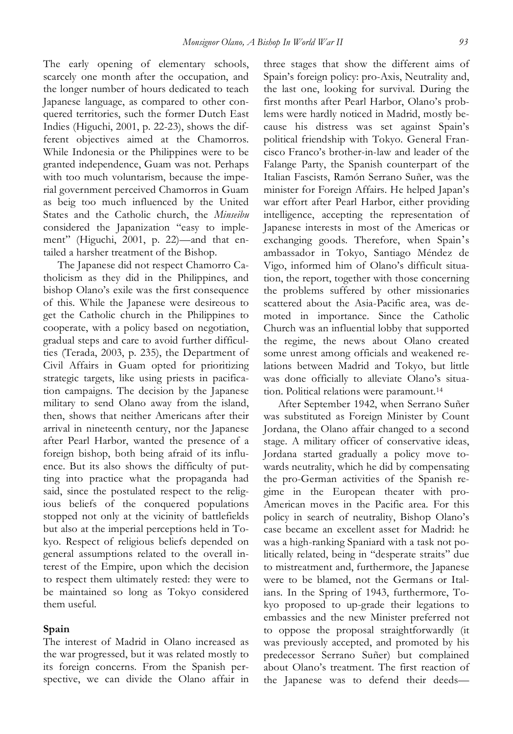The early opening of elementary schools, scarcely one month after the occupation, and the longer number of hours dedicated to teach Japanese language, as compared to other conquered territories, such the former Dutch East Indies (Higuchi, 2001, p. 22-23), shows the different objectives aimed at the Chamorros. While Indonesia or the Philippines were to be granted independence, Guam was not. Perhaps with too much voluntarism, because the imperial government perceived Chamorros in Guam as beig too much influenced by the United States and the Catholic church, the *Minseibu* considered the Japanization "easy to implement" (Higuchi, 2001, p. 22)—and that entailed a harsher treatment of the Bishop.

The Japanese did not respect Chamorro Catholicism as they did in the Philippines, and bishop Olano's exile was the first consequence of this. While the Japanese were desireous to get the Catholic church in the Philippines to cooperate, with a policy based on negotiation, gradual steps and care to avoid further difficulties (Terada, 2003, p. 235), the Department of Civil Affairs in Guam opted for prioritizing strategic targets, like using priests in pacification campaigns. The decision by the Japanese military to send Olano away from the island, then, shows that neither Americans after their arrival in nineteenth century, nor the Japanese after Pearl Harbor, wanted the presence of a foreign bishop, both being afraid of its influence. But its also shows the difficulty of putting into practice what the propaganda had said, since the postulated respect to the religious beliefs of the conquered populations stopped not only at the vicinity of battlefields but also at the imperial perceptions held in Tokyo. Respect of religious beliefs depended on general assumptions related to the overall interest of the Empire, upon which the decision to respect them ultimately rested: they were to be maintained so long as Tokyo considered them useful.

## Spain

The interest of Madrid in Olano increased as the war progressed, but it was related mostly to its foreign concerns. From the Spanish perspective, we can divide the Olano affair in three stages that show the different aims of Spain's foreign policy: pro-Axis, Neutrality and, the last one, looking for survival. During the first months after Pearl Harbor, Olano's problems were hardly noticed in Madrid, mostly because his distress was set against Spain's political friendship with Tokyo. General Francisco Franco's brother-in-law and leader of the Falange Party, the Spanish counterpart of the Italian Fascists, Ramón Serrano Suñer, was the minister for Foreign Affairs. He helped Japan's war effort after Pearl Harbor, either providing intelligence, accepting the representation of Japanese interests in most of the Americas or exchanging goods. Therefore, when Spain's ambassador in Tokyo, Santiago Méndez de Vigo, informed him of Olano's difficult situation, the report, together with those concerning the problems suffered by other missionaries scattered about the Asia-Pacific area, was demoted in importance. Since the Catholic Church was an influential lobby that supported the regime, the news about Olano created some unrest among officials and weakened relations between Madrid and Tokyo, but little was done officially to alleviate Olano's situation. Political relations were paramount.[14]

After September 1942, when Serrano Suñer was substituted as Foreign Minister by Count Jordana, the Olano affair changed to a second stage. A military officer of conservative ideas, Jordana started gradually a policy move towards neutrality, which he did by compensating the pro-German activities of the Spanish regime in the European theater with pro-American moves in the Pacific area. For this policy in search of neutrality, Bishop Olano's case became an excellent asset for Madrid: he was a high-ranking Spaniard with a task not politically related, being in "desperate straits" due to mistreatment and, furthermore, the Japanese were to be blamed, not the Germans or Italians. In the Spring of 1943, furthermore, Tokyo proposed to up-grade their legations to embassies and the new Minister preferred not to oppose the proposal straightforwardly (it was previously accepted, and promoted by his predecessor Serrano Suñer) but complained about Olano's treatment. The first reaction of the Japanese was to defend their deeds—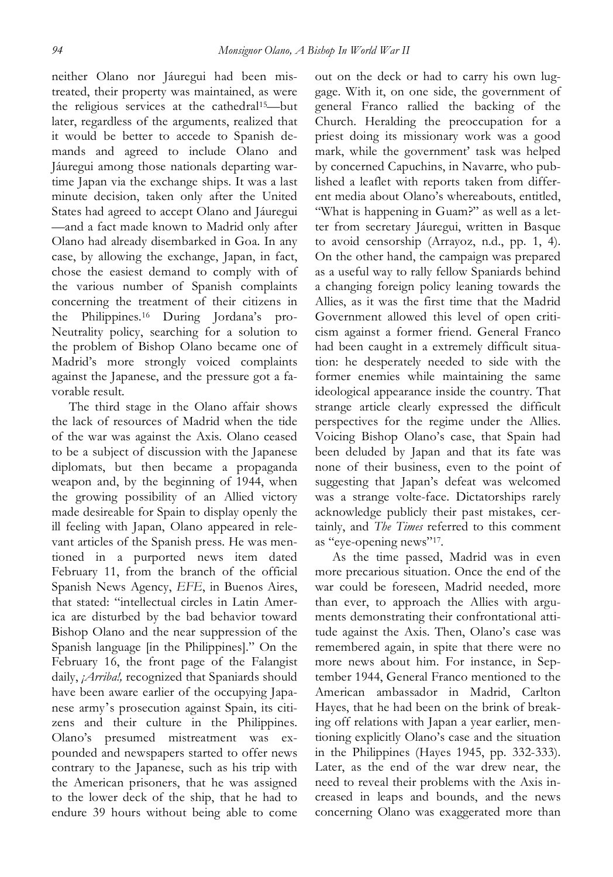neither Olano nor Jáuregui had been mistreated, their property was maintained, as were the religious services at the cathedral[15]—but later, regardless of the arguments, realized that it would be better to accede to Spanish demands and agreed to include Olano and Jáuregui among those nationals departing wartime Japan via the exchange ships. It was a last minute decision, taken only after the United States had agreed to accept Olano and Jáuregui—and a fact made known to Madrid only after Olano had already disembarked in Goa. In any case, by allowing the exchange, Japan, in fact, chose the easiest demand to comply with of the various number of Spanish complaints concerning the treatment of their citizens in the Philippines.[16] During Jordana's pro-Neutrality policy, searching for a solution to the problem of Bishop Olano became one of Madrid's more strongly voiced complaints against the Japanese, and the pressure got a favorable result.

The third stage in the Olano affair shows the lack of resources of Madrid when the tide of the war was against the Axis. Olano ceased to be a subject of discussion with the Japanese diplomats, but then became a propaganda weapon and, by the beginning of 1944, when the growing possibility of an Allied victory made desireable for Spain to display openly the ill feeling with Japan, Olano appeared in relevant articles of the Spanish press. He was mentioned in a purported news item dated February 11, from the branch of the official Spanish News Agency, *EFE*, in Buenos Aires, that stated: "intellectual circles in Latin America are disturbed by the bad behavior toward Bishop Olano and the near suppression of the Spanish language [in the Philippines]." On the February 16, the front page of the Falangist daily, *¡Arriba!,* recognized that Spaniards should have been aware earlier of the occupying Japanese army's prosecution against Spain, its citizens and their culture in the Philippines. Olano's presumed mistreatment was expounded and newspapers started to offer news contrary to the Japanese, such as his trip with the American prisoners, that he was assigned to the lower deck of the ship, that he had to endure 39 hours without being able to come out on the deck or had to carry his own luggage. With it, on one side, the government of general Franco rallied the backing of the Church. Heralding the preoccupation for a priest doing its missionary work was a good mark, while the government' task was helped by concerned Capuchins, in Navarre, who published a leaflet with reports taken from different media about Olano's whereabouts, entitled, "What is happening in Guam?" as well as a letter from secretary Jáuregui, written in Basque to avoid censorship (Arrayoz, n.d., pp. 1, 4). On the other hand, the campaign was prepared as a useful way to rally fellow Spaniards behind a changing foreign policy leaning towards the Allies, as it was the first time that the Madrid Government allowed this level of open criticism against a former friend. General Franco had been caught in a extremely difficult situation: he desperately needed to side with the former enemies while maintaining the same ideological appearance inside the country. That strange article clearly expressed the difficult perspectives for the regime under the Allies. Voicing Bishop Olano's case, that Spain had been deluded by Japan and that its fate was none of their business, even to the point of suggesting that Japan's defeat was welcomed was a strange volte-face. Dictatorships rarely acknowledge publicly their past mistakes, certainly, and *The Times* referred to this comment as "eye-opening news"[17].

As the time passed, Madrid was in even more precarious situation. Once the end of the war could be foreseen, Madrid needed, more than ever, to approach the Allies with arguments demonstrating their confrontational attitude against the Axis. Then, Olano's case was remembered again, in spite that there were no more news about him. For instance, in September 1944, General Franco mentioned to the American ambassador in Madrid, Carlton Hayes, that he had been on the brink of breaking off relations with Japan a year earlier, mentioning explicitly Olano's case and the situation in the Philippines (Hayes 1945, pp. 332-333). Later, as the end of the war drew near, the need to reveal their problems with the Axis increased in leaps and bounds, and the news concerning Olano was exaggerated more than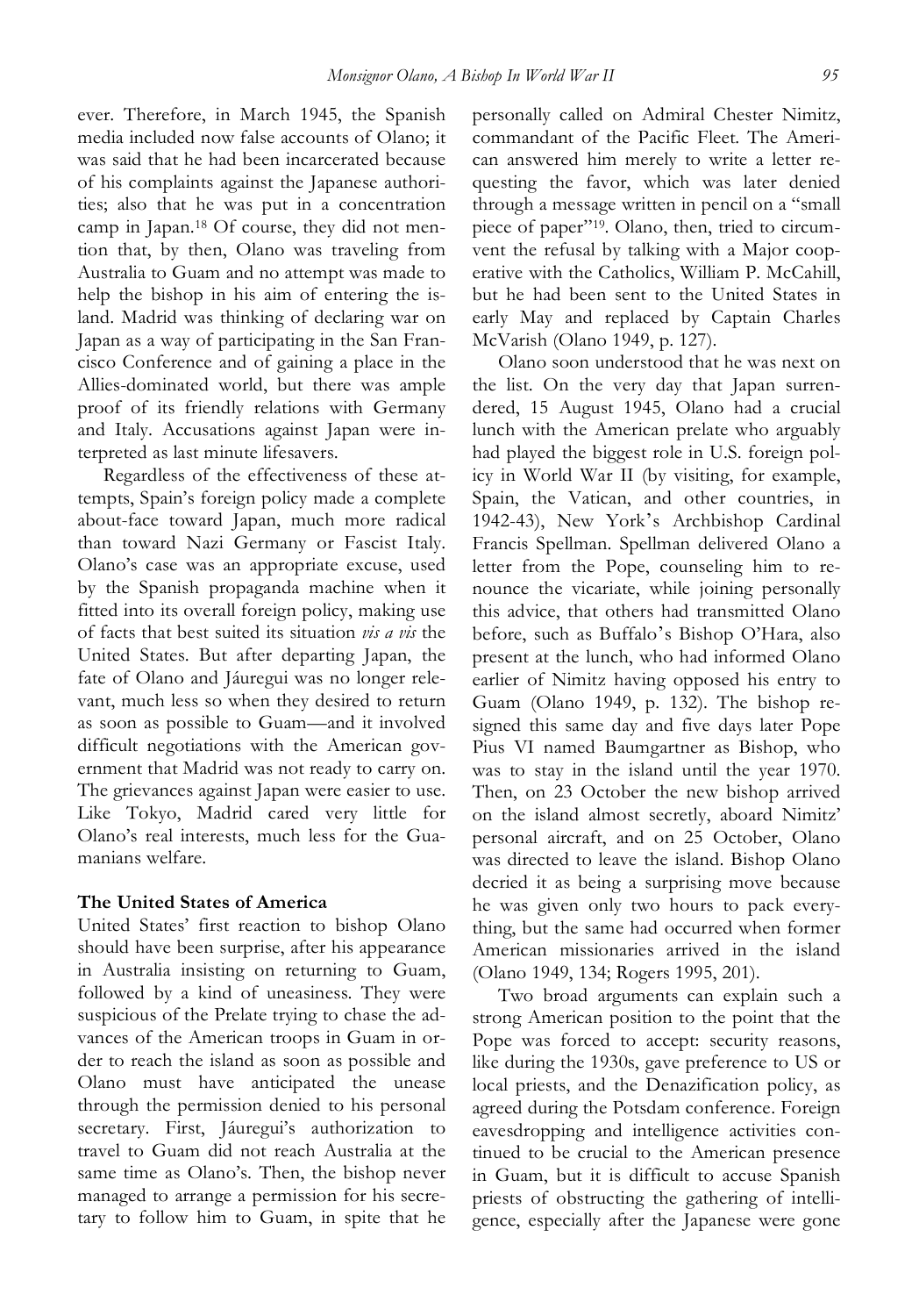ever. Therefore, in March 1945, the Spanish media included now false accounts of Olano; it was said that he had been incarcerated because of his complaints against the Japanese authorities; also that he was put in a concentration camp in Japan.[18] Of course, they did not mention that, by then, Olano was traveling from Australia to Guam and no attempt was made to help the bishop in his aim of entering the island. Madrid was thinking of declaring war on Japan as a way of participating in the San Francisco Conference and of gaining a place in the Allies-dominated world, but there was ample proof of its friendly relations with Germany and Italy. Accusations against Japan were interpreted as last minute lifesavers.

Regardless of the effectiveness of these attempts, Spain's foreign policy made a complete about-face toward Japan, much more radical than toward Nazi Germany or Fascist Italy. Olano's case was an appropriate excuse, used by the Spanish propaganda machine when it fitted into its overall foreign policy, making use of facts that best suited its situation *vis a vis* the United States. But after departing Japan, the fate of Olano and Jáuregui was no longer relevant, much less so when they desired to return as soon as possible to Guam—and it involved difficult negotiations with the American government that Madrid was not ready to carry on. The grievances against Japan were easier to use. Like Tokyo, Madrid cared very little for Olano's real interests, much less for the Guamanians welfare.

**The United States of America**

United States' first reaction to bishop Olano should have been surprise, after his appearance in Australia insisting on returning to Guam, followed by a kind of uneasiness. They were suspicious of the Prelate trying to chase the advances of the American troops in Guam in order to reach the island as soon as possible and Olano must have anticipated the unease through the permission denied to his personal secretary. First, Jáuregui's authorization to travel to Guam did not reach Australia at the same time as Olano's. Then, the bishop never managed to arrange a permission for his secretary to follow him to Guam, in spite that he personally called on Admiral Chester Nimitz, commandant of the Pacific Fleet. The American answered him merely to write a letter requesting the favor, which was later denied through a message written in pencil on a "small piece of paper"[19]. Olano, then, tried to circumvent the refusal by talking with a Major cooperative with the Catholics, William P. McCahill, but he had been sent to the United States in early May and replaced by Captain Charles McVarish (Olano 1949, p. 127).

Olano soon understood that he was next on the list. On the very day that Japan surrendered, 15 August 1945, Olano had a crucial lunch with the American prelate who arguably had played the biggest role in U.S. foreign policy in World War II (by visiting, for example, Spain, the Vatican, and other countries, in 1942-43), New York's Archbishop Cardinal Francis Spellman. Spellman delivered Olano a letter from the Pope, counseling him to renounce the vicariate, while joining personally this advice, that others had transmitted Olano before, such as Buffalo's Bishop O'Hara, also present at the lunch, who had informed Olano earlier of Nimitz having opposed his entry to Guam (Olano 1949, p. 132). The bishop resigned this same day and five days later Pope Pius VI named Baumgartner as Bishop, who was to stay in the island until the year 1970. Then, on 23 October the new bishop arrived on the island almost secretly, aboard Nimitz' personal aircraft, and on 25 October, Olano was directed to leave the island. Bishop Olano decried it as being a surprising move because he was given only two hours to pack everything, but the same had occurred when former American missionaries arrived in the island (Olano 1949, 134; Rogers 1995, 201).

Two broad arguments can explain such a strong American position to the point that the Pope was forced to accept: security reasons, like during the 1930s, gave preference to US or local priests, and the Denazification policy, as agreed during the Potsdam conference. Foreign eavesdropping and intelligence activities continued to be crucial to the American presence in Guam, but it is difficult to accuse Spanish priests of obstructing the gathering of intelligence, especially after the Japanese were gone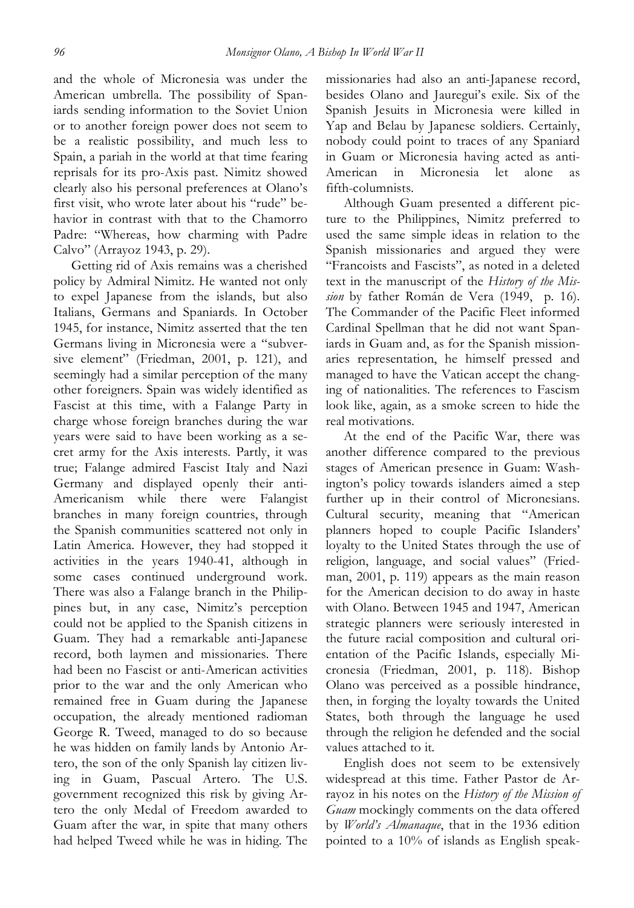and the whole of Micronesia was under the American umbrella. The possibility of Spaniards sending information to the Soviet Union or to another foreign power does not seem to be a realistic possibility, and much less to Spain, a pariah in the world at that time fearing reprisals for its pro-Axis past. Nimitz showed clearly also his personal preferences at Olano's first visit, who wrote later about his "rude" behavior in contrast with that to the Chamorro Padre: "Whereas, how charming with Padre Calvo" (Arrayoz 1943, p. 29).

Getting rid of Axis remains was a cherished policy by Admiral Nimitz. He wanted not only to expel Japanese from the islands, but also Italians, Germans and Spaniards. In October 1945, for instance, Nimitz asserted that the ten Germans living in Micronesia were a "subversive element" (Friedman, 2001, p. 121), and seemingly had a similar perception of the many other foreigners. Spain was widely identified as Fascist at this time, with a Falange Party in charge whose foreign branches during the war years were said to have been working as a secret army for the Axis interests. Partly, it was true; Falange admired Fascist Italy and Nazi Germany and displayed openly their anti-Americanism while there were Falangist branches in many foreign countries, through the Spanish communities scattered not only in Latin America. However, they had stopped it activities in the years 1940-41, although in some cases continued underground work. There was also a Falange branch in the Philippines but, in any case, Nimitz's perception could not be applied to the Spanish citizens in Guam. They had a remarkable anti-Japanese record, both laymen and missionaries. There had been no Fascist or anti-American activities prior to the war and the only American who remained free in Guam during the Japanese occupation, the already mentioned radioman George R. Tweed, managed to do so because he was hidden on family lands by Antonio Artero, the son of the only Spanish lay citizen living in Guam, Pascual Artero. The U.S. government recognized this risk by giving Artero the only Medal of Freedom awarded to Guam after the war, in spite that many others had helped Tweed while he was in hiding. The missionaries had also an anti-Japanese record, besides Olano and Jauregui's exile. Six of the Spanish Jesuits in Micronesia were killed in Yap and Belau by Japanese soldiers. Certainly, nobody could point to traces of any Spaniard in Guam or Micronesia having acted as anti-American in Micronesia let alone as fifth-columnists.

Although Guam presented a different picture to the Philippines, Nimitz preferred to used the same simple ideas in relation to the Spanish missionaries and argued they were "Francoists and Fascists", as noted in a deleted text in the manuscript of the *History of the Mission* by father Román de Vera (1949, p. 16). The Commander of the Pacific Fleet informed Cardinal Spellman that he did not want Spaniards in Guam and, as for the Spanish missionaries representation, he himself pressed and managed to have the Vatican accept the changing of nationalities. The references to Fascism look like, again, as a smoke screen to hide the real motivations.

At the end of the Pacific War, there was another difference compared to the previous stages of American presence in Guam: Washington's policy towards islanders aimed a step further up in their control of Micronesians. Cultural security, meaning that "American planners hoped to couple Pacific Islanders' loyalty to the United States through the use of religion, language, and social values" (Friedman, 2001, p. 119) appears as the main reason for the American decision to do away in haste with Olano. Between 1945 and 1947, American strategic planners were seriously interested in the future racial composition and cultural orientation of the Pacific Islands, especially Micronesia (Friedman, 2001, p. 118). Bishop Olano was perceived as a possible hindrance, then, in forging the loyalty towards the United States, both through the language he used through the religion he defended and the social values attached to it.

English does not seem to be extensively widespread at this time. Father Pastor de Arrayoz in his notes on the *History of the Mission of Guam* mockingly comments on the data offered by *World's Almanaque*, that in the 1936 edition pointed to a 10% of islands as English speak-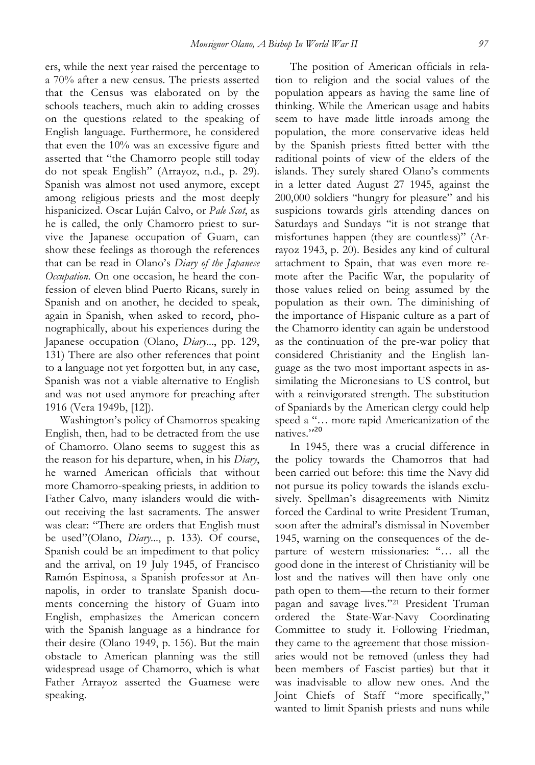ers, while the next year raised the percentage to a 70% after a new census. The priests asserted that the Census was elaborated on by the schools teachers, much akin to adding crosses on the questions related to the speaking of English language. Furthermore, he considered that even the 10% was an excessive figure and asserted that "the Chamorro people still today do not speak English" (Arrayoz, n.d., p. 29). Spanish was almost not used anymore, except among religious priests and the most deeply hispanicized. Oscar Luján Calvo, or *Pale Scot*, as he is called, the only Chamorro priest to survive the Japanese occupation of Guam, can show these feelings as thorough the references that can be read in Olano's *Diary of the Japanese Occupation*. On one occasion, he heard the confession of eleven blind Puerto Ricans, surely in Spanish and on another, he decided to speak, again in Spanish, when asked to record, phonographically, about his experiences during the Japanese occupation (Olano, *Diary*..., pp. 129, 131) There are also other references that point to a language not yet forgotten but, in any case, Spanish was not a viable alternative to English and was not used anymore for preaching after 1916 (Vera 1949b, [12]).

Washington's policy of Chamorros speaking English, then, had to be detracted from the use of Chamorro. Olano seems to suggest this as the reason for his departure, when, in his *Diary*, he warned American officials that without more Chamorro-speaking priests, in addition to Father Calvo, many islanders would die without receiving the last sacraments. The answer was clear: "There are orders that English must be used"(Olano, *Diary*..., p. 133). Of course, Spanish could be an impediment to that policy and the arrival, on 19 July 1945, of Francisco Ramón Espinosa, a Spanish professor at Annapolis, in order to translate Spanish documents concerning the history of Guam into English, emphasizes the American concern with the Spanish language as a hindrance for their desire (Olano 1949, p. 156). But the main obstacle to American planning was the still widespread usage of Chamorro, which is what Father Arrayoz asserted the Guamese were speaking.

The position of American officials in relation to religion and the social values of the population appears as having the same line of thinking. While the American usage and habits seem to have made little inroads among the population, the more conservative ideas held by the Spanish priests fitted better with tthe raditional points of view of the elders of the islands. They surely shared Olano's comments in a letter dated August 27 1945, against the 200,000 soldiers "hungry for pleasure" and his suspicions towards girls attending dances on Saturdays and Sundays "it is not strange that misfortunes happen (they are countless)" (Arrayoz 1943, p. 20). Besides any kind of cultural attachment to Spain, that was even more remote after the Pacific War, the popularity of those values relied on being assumed by the population as their own. The diminishing of the importance of Hispanic culture as a part of the Chamorro identity can again be understood as the continuation of the pre-war policy that considered Christianity and the English language as the two most important aspects in assimilating the Micronesians to US control, but with a reinvigorated strength. The substitution of Spaniards by the American clergy could help speed a "… more rapid Americanization of the natives."[20]

In 1945, there was a crucial difference in the policy towards the Chamorros that had been carried out before: this time the Navy did not pursue its policy towards the islands exclusively. Spellman's disagreements with Nimitz forced the Cardinal to write President Truman, soon after the admiral's dismissal in November 1945, warning on the consequences of the departure of western missionaries: "… all the good done in the interest of Christianity will be lost and the natives will then have only one path open to them—the return to their former pagan and savage lives."[21] President Truman ordered the State-War-Navy Coordinating Committee to study it. Following Friedman, they came to the agreement that those missionaries would not be removed (unless they had been members of Fascist parties) but that it was inadvisable to allow new ones. And the Joint Chiefs of Staff "more specifically," wanted to limit Spanish priests and nuns while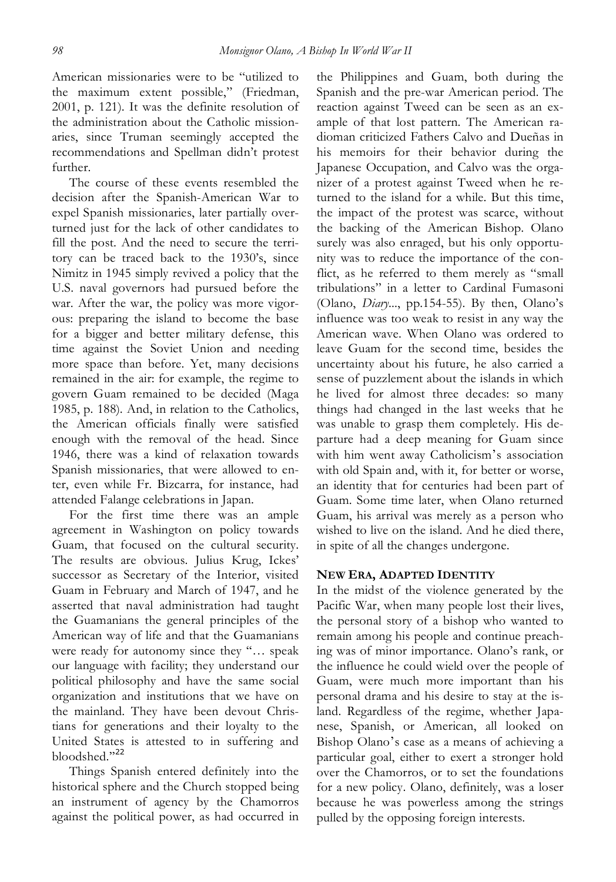American missionaries were to be "utilized to the maximum extent possible," (Friedman, 2001, p. 121). It was the definite resolution of the administration about the Catholic missionaries, since Truman seemingly accepted the recommendations and Spellman didn't protest further.

The course of these events resembled the decision after the Spanish-American War to expel Spanish missionaries, later partially overturned just for the lack of other candidates to fill the post. And the need to secure the territory can be traced back to the 1930's, since Nimitz in 1945 simply revived a policy that the U.S. naval governors had pursued before the war. After the war, the policy was more vigorous: preparing the island to become the base for a bigger and better military defense, this time against the Soviet Union and needing more space than before. Yet, many decisions remained in the air: for example, the regime to govern Guam remained to be decided (Maga 1985, p. 188). And, in relation to the Catholics, the American officials finally were satisfied enough with the removal of the head. Since 1946, there was a kind of relaxation towards Spanish missionaries, that were allowed to enter, even while Fr. Bizcarra, for instance, had attended Falange celebrations in Japan.

For the first time there was an ample agreement in Washington on policy towards Guam, that focused on the cultural security. The results are obvious. Julius Krug, Ickes' successor as Secretary of the Interior, visited Guam in February and March of 1947, and he asserted that naval administration had taught the Guamanians the general principles of the American way of life and that the Guamanians were ready for autonomy since they "… speak our language with facility; they understand our political philosophy and have the same social organization and institutions that we have on the mainland. They have been devout Christians for generations and their loyalty to the United States is attested to in suffering and bloodshed."[22]

Things Spanish entered definitely into the historical sphere and the Church stopped being an instrument of agency by the Chamorros against the political power, as had occurred in the Philippines and Guam, both during the Spanish and the pre-war American period. The reaction against Tweed can be seen as an example of that lost pattern. The American radioman criticized Fathers Calvo and Dueñas in his memoirs for their behavior during the Japanese Occupation, and Calvo was the organizer of a protest against Tweed when he returned to the island for a while. But this time, the impact of the protest was scarce, without the backing of the American Bishop. Olano surely was also enraged, but his only opportunity was to reduce the importance of the conflict, as he referred to them merely as "small tribulations" in a letter to Cardinal Fumasoni (Olano, *Diary*..., pp.154-55). By then, Olano's influence was too weak to resist in any way the American wave. When Olano was ordered to leave Guam for the second time, besides the uncertainty about his future, he also carried a sense of puzzlement about the islands in which he lived for almost three decades: so many things had changed in the last weeks that he was unable to grasp them completely. His departure had a deep meaning for Guam since with him went away Catholicism's association with old Spain and, with it, for better or worse, an identity that for centuries had been part of Guam. Some time later, when Olano returned Guam, his arrival was merely as a person who wished to live on the island. And he died there, in spite of all the changes undergone.

## NEW ERA, ADAPTED IDENTITY

In the midst of the violence generated by the Pacific War, when many people lost their lives, the personal story of a bishop who wanted to remain among his people and continue preaching was of minor importance. Olano's rank, or the influence he could wield over the people of Guam, were much more important than his personal drama and his desire to stay at the island. Regardless of the regime, whether Japanese, Spanish, or American, all looked on Bishop Olano's case as a means of achieving a particular goal, either to exert a stronger hold over the Chamorros, or to set the foundations for a new policy. Olano, definitely, was a loser because he was powerless among the strings pulled by the opposing foreign interests.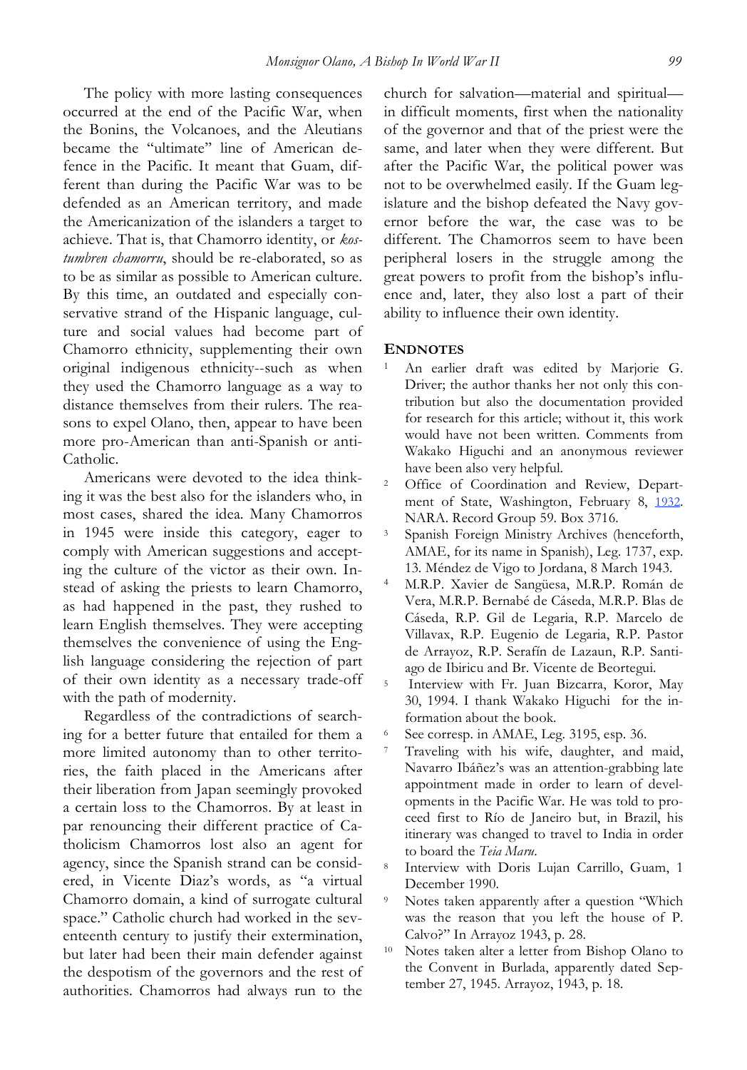The policy with more lasting consequences occurred at the end of the Pacific War, when the Bonins, the Volcanoes, and the Aleutians became the "ultimate" line of American defence in the Pacific. It meant that Guam, different than during the Pacific War was to be defended as an American territory, and made the Americanization of the islanders a target to achieve. That is, that Chamorro identity, or *kostumbren chamorru*, should be re-elaborated, so as to be as similar as possible to American culture. By this time, an outdated and especially conservative strand of the Hispanic language, culture and social values had become part of Chamorro ethnicity, supplementing their own original indigenous ethnicity--such as when they used the Chamorro language as a way to distance themselves from their rulers. The reasons to expel Olano, then, appear to have been more pro-American than anti-Spanish or anti-Catholic.

Americans were devoted to the idea thinking it was the best also for the islanders who, in most cases, shared the idea. Many Chamorros in 1945 were inside this category, eager to comply with American suggestions and accepting the culture of the victor as their own. Instead of asking the priests to learn Chamorro, as had happened in the past, they rushed to learn English themselves. They were accepting themselves the convenience of using the English language considering the rejection of part of their own identity as a necessary trade-off with the path of modernity.

Regardless of the contradictions of searching for a better future that entailed for them a more limited autonomy than to other territories, the faith placed in the Americans after their liberation from Japan seemingly provoked a certain loss to the Chamorros. By at least in par renouncing their different practice of Catholicism Chamorros lost also an agent for agency, since the Spanish strand can be considered, in Vicente Diaz's words, as "a virtual Chamorro domain, a kind of surrogate cultural space." Catholic church had worked in the seventeenth century to justify their extermination, but later had been their main defender against the despotism of the governors and the rest of authorities. Chamorros had always run to the church for salvation—material and spiritual—in difficult moments, first when the nationality of the governor and that of the priest were the same, and later when they were different. But after the Pacific War, the political power was not to be overwhelmed easily. If the Guam legislature and the bishop defeated the Navy governor before the war, the case was to be different. The Chamorros seem to have been peripheral losers in the struggle among the great powers to profit from the bishop's influence and, later, they also lost a part of their ability to influence their own identity.

## ENDNOTES

1. An earlier draft was edited by Marjorie G. Driver; the author thanks her not only this contribution but also the documentation provided for research for this article; without it, this work would have not been written. Comments from Wakako Higuchi and an anonymous reviewer have been also very helpful.
2. Office of Coordination and Review, Department of State, Washington, February 8, 1932. NARA. Record Group 59. Box 3716.
3. Spanish Foreign Ministry Archives (henceforth, AMAE, for its name in Spanish), Leg. 1737, exp. 13. Méndez de Vigo to Jordana, 8 March 1943.
4. M.R.P. Xavier de Sangüesa, M.R.P. Román de Vera, M.R.P. Bernabé de Cáseda, M.R.P. Blas de Cáseda, R.P. Gil de Legaria, R.P. Marcelo de Villavax, R.P. Eugenio de Legaria, R.P. Pastor de Arrayoz, R.P. Serafín de Lazaun, R.P. Santiago de Ibiricu and Br. Vicente de Beortegui.
5. Interview with Fr. Juan Bizcarra, Koror, May 30, 1994. I thank Wakako Higuchi for the information about the book.
6. See corresp. in AMAE, Leg. 3195, esp. 36.
7. Traveling with his wife, daughter, and maid, Navarro Ibáñez's was an attention-grabbing late appointment made in order to learn of developments in the Pacific War. He was told to proceed first to Río de Janeiro but, in Brazil, his itinerary was changed to travel to India in order to board the *Teia Maru*.
8. Interview with Doris Lujan Carrillo, Guam, 1 December 1990.
9. Notes taken apparently after a question "Which was the reason that you left the house of P. Calvo?" In Arrayoz 1943, p. 28.
10. Notes taken alter a letter from Bishop Olano to the Convent in Burlada, apparently dated September 27, 1945. Arrayoz, 1943, p. 18.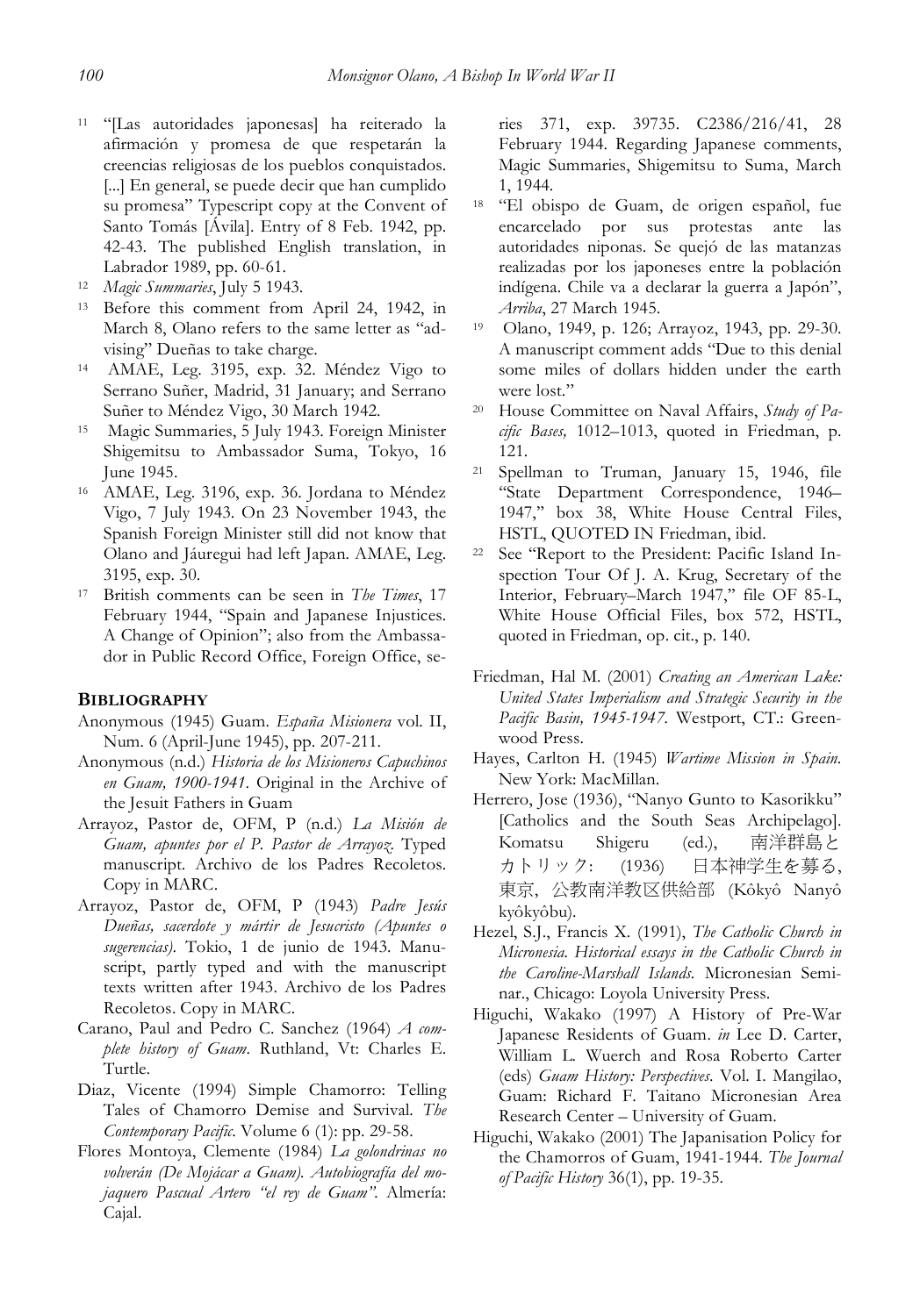11 "[Las autoridades japonesas] ha reiterado la afirmación y promesa de que respetarán la creencias religiosas de los pueblos conquistados. [...] En general, se puede decir que han cumplido su promesa" Typescript copy at the Convent of Santo Tomás [Ávila]. Entry of 8 Feb. 1942, pp. 42-43. The published English translation, in Labrador 1989, pp. 60-61.

12 *Magic Summaries*, July 5 1943.

13 Before this comment from April 24, 1942, in March 8, Olano refers to the same letter as "advising" Dueñas to take charge.

14 AMAE, Leg. 3195, exp. 32. Méndez Vigo to Serrano Suñer, Madrid, 31 January; and Serrano Suñer to Méndez Vigo, 30 March 1942.

15 Magic Summaries, 5 July 1943. Foreign Minister Shigemitsu to Ambassador Suma, Tokyo, 16 June 1945.

16 AMAE, Leg. 3196, exp. 36. Jordana to Méndez Vigo, 7 July 1943. On 23 November 1943, the Spanish Foreign Minister still did not know that Olano and Jáuregui had left Japan. AMAE, Leg. 3195, exp. 30.

17 British comments can be seen in *The Times*, 17 February 1944, "Spain and Japanese Injustices. A Change of Opinion"; also from the Ambassador in Public Record Office, Foreign Office, series 371, exp. 39735. C2386/216/41, 28 February 1944. Regarding Japanese comments, Magic Summaries, Shigemitsu to Suma, March 1, 1944.

18 "El obispo de Guam, de origen español, fue encarcelado por sus protestas ante las autoridades niponas. Se quejó de las matanzas realizadas por los japoneses entre la población indígena. Chile va a declarar la guerra a Japón", *Arriba*, 27 March 1945.

19 Olano, 1949, p. 126; Arrayoz, 1943, pp. 29-30. A manuscript comment adds "Due to this denial some miles of dollars hidden under the earth were lost."

20 House Committee on Naval Affairs, *Study of Pacific Bases,* 1012–1013, quoted in Friedman, p. 121.

21 Spellman to Truman, January 15, 1946, file "State Department Correspondence, 1946–1947," box 38, White House Central Files, HSTL, QUOTED IN Friedman, ibid.

22 See "Report to the President: Pacific Island Inspection Tour Of J. A. Krug, Secretary of the Interior, February–March 1947," file OF 85-L, White House Official Files, box 572, HSTL, quoted in Friedman, op. cit., p. 140.

## BIBLIOGRAPHY

Anonymous (1945) Guam. *España Misionera* vol. II, Num. 6 (April-June 1945), pp. 207-211.

Anonymous (n.d.) *Historia de los Misioneros Capuchinos en Guam, 1900-1941.* Original in the Archive of the Jesuit Fathers in Guam

Arrayoz, Pastor de, OFM, P (n.d.) *La Misión de Guam, apuntes por el P. Pastor de Arrayoz.* Typed manuscript. Archivo de los Padres Recoletos. Copy in MARC.

Arrayoz, Pastor de, OFM, P (1943) *Padre Jesús Dueñas, sacerdote y mártir de Jesucristo (Apuntes o sugerencias).* Tokio, 1 de junio de 1943. Manuscript, partly typed and with the manuscript texts written after 1943. Archivo de los Padres Recoletos. Copy in MARC.

Carano, Paul and Pedro C. Sanchez (1964) *A complete history of Guam.* Ruthland, Vt: Charles E. Turtle.

Diaz, Vicente (1994) Simple Chamorro: Telling Tales of Chamorro Demise and Survival. *The Contemporary Pacific.* Volume 6 (1): pp. 29-58.

Flores Montoya, Clemente (1984) *La golondrinas no volverán (De Mojácar a Guam). Autobiografía del mojaquero Pascual Artero "el rey de Guam".* Almería: Cajal.

Friedman, Hal M. (2001) *Creating an American Lake: United States Imperialism and Strategic Security in the Pacific Basin, 1945-1947.* Westport, CT.: Greenwood Press.

Hayes, Carlton H. (1945) *Wartime Mission in Spain.* New York: MacMillan.

Herrero, Jose (1936), "Nanyo Gunto to Kasorikku" [Catholics and the South Seas Archipelago]. Komatsu Shigeru (ed.), 南洋群島とカトリック: (1936) 日本神学生を募る, 東京, 公教南洋教区供給部 (Kôkyô Nanyô kyôkyôbu).

Hezel, S.J., Francis X. (1991), *The Catholic Church in Micronesia. Historical essays in the Catholic Church in the Caroline-Marshall Islands.* Micronesian Seminar., Chicago: Loyola University Press.

Higuchi, Wakako (1997) A History of Pre-War Japanese Residents of Guam. *in* Lee D. Carter, William L. Wuerch and Rosa Roberto Carter (eds) *Guam History: Perspectives.* Vol. I. Mangilao, Guam: Richard F. Taitano Micronesian Area Research Center – University of Guam.

Higuchi, Wakako (2001) The Japanisation Policy for the Chamorros of Guam, 1941-1944. *The Journal of Pacific History* 36(1), pp. 19-35.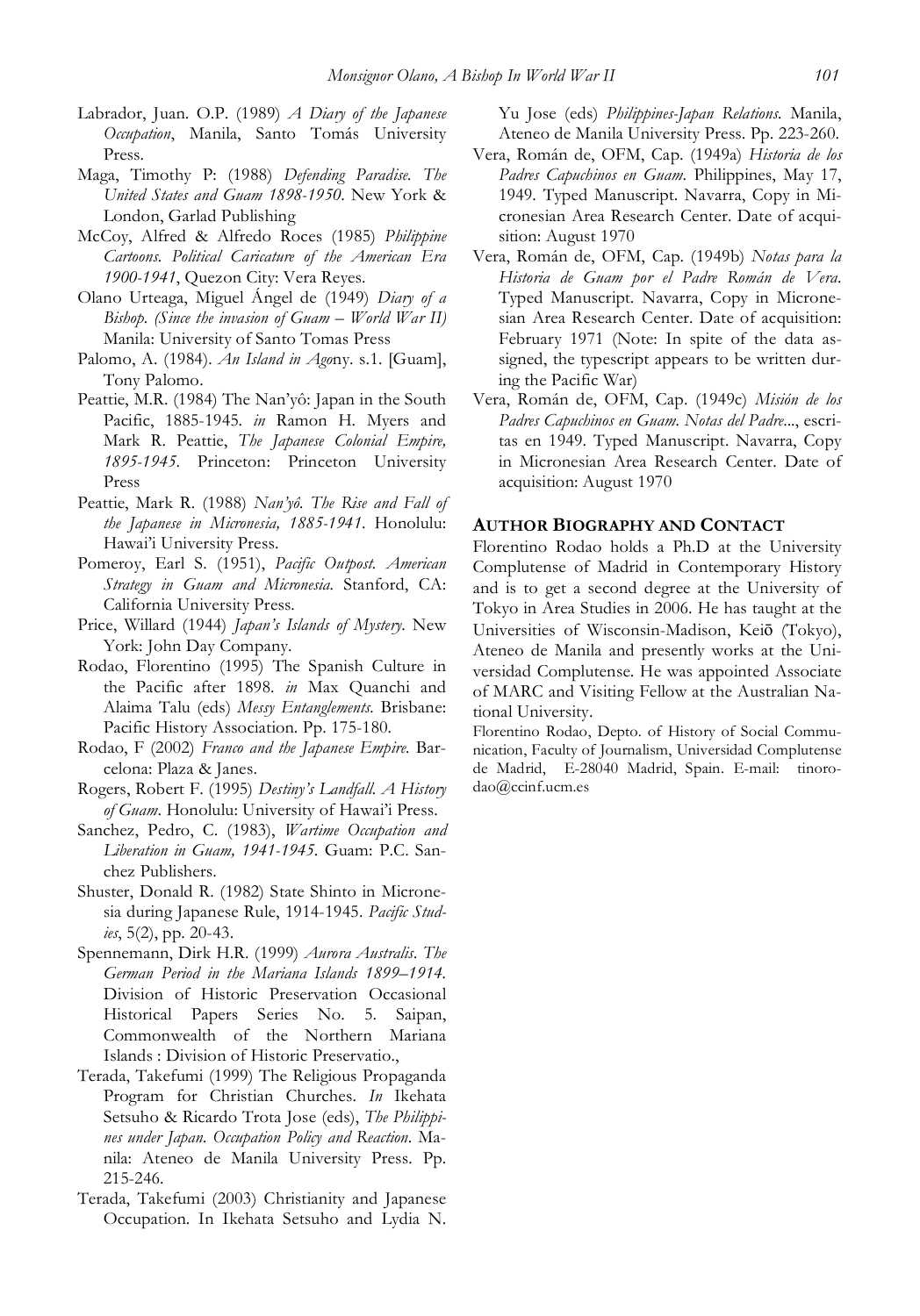Labrador, Juan. O.P. (1989) *A Diary of the Japanese Occupation*, Manila, Santo Tomás University Press.

Maga, Timothy P: (1988) *Defending Paradise. The United States and Guam 1898-1950*. New York & London, Garlad Publishing

McCoy, Alfred & Alfredo Roces (1985) *Philippine Cartoons. Political Caricature of the American Era 1900-1941*, Quezon City: Vera Reyes.

Olano Urteaga, Miguel Ángel de (1949) *Diary of a Bishop. (Since the invasion of Guam – World War II)* Manila: University of Santo Tomas Press

Palomo, A. (1984). *An Island in Ago*ny. s.1. [Guam], Tony Palomo.

Peattie, M.R. (1984) The Nan'yô: Japan in the South Pacific, 1885-1945. *in* Ramon H. Myers and Mark R. Peattie, *The Japanese Colonial Empire, 1895-1945*. Princeton: Princeton University Press

Peattie, Mark R. (1988) *Nan'yô. The Rise and Fall of the Japanese in Micronesia, 1885-1941*. Honolulu: Hawai'i University Press.

Pomeroy, Earl S. (1951), *Pacific Outpost. American Strategy in Guam and Micronesia*. Stanford, CA: California University Press.

Price, Willard (1944) *Japan's Islands of Mystery*. New York: John Day Company.

Rodao, Florentino (1995) The Spanish Culture in the Pacific after 1898. *in* Max Quanchi and Alaima Talu (eds) *Messy Entanglements*. Brisbane: Pacific History Association. Pp. 175-180.

Rodao, F (2002) *Franco and the Japanese Empire*. Barcelona: Plaza & Janes.

Rogers, Robert F. (1995) *Destiny's Landfall. A History of Guam*. Honolulu: University of Hawai'i Press.

Sanchez, Pedro, C. (1983), *Wartime Occupation and Liberation in Guam, 1941-1945*. Guam: P.C. Sanchez Publishers.

Shuster, Donald R. (1982) State Shinto in Micronesia during Japanese Rule, 1914-1945. *Pacific Studies*, 5(2), pp. 20-43.

Spennemann, Dirk H.R. (1999) *Aurora Australis. The German Period in the Mariana Islands 1899–1914*. Division of Historic Preservation Occasional Historical Papers Series No. 5. Saipan, Commonwealth of the Northern Mariana Islands : Division of Historic Preservatio.,

Terada, Takefumi (1999) The Religious Propaganda Program for Christian Churches. *In* Ikehata Setsuho & Ricardo Trota Jose (eds), *The Philippines under Japan. Occupation Policy and Reaction*. Manila: Ateneo de Manila University Press. Pp. 215-246.

Terada, Takefumi (2003) Christianity and Japanese Occupation. In Ikehata Setsuho and Lydia N. Yu Jose (eds) *Philippines-Japan Relations*. Manila, Ateneo de Manila University Press. Pp. 223-260.

Vera, Román de, OFM, Cap. (1949a) *Historia de los Padres Capuchinos en Guam*. Philippines, May 17, 1949. Typed Manuscript. Navarra, Copy in Micronesian Area Research Center. Date of acquisition: August 1970

Vera, Román de, OFM, Cap. (1949b) *Notas para la Historia de Guam por el Padre Román de Vera*. Typed Manuscript. Navarra, Copy in Micronesian Area Research Center. Date of acquisition: February 1971 (Note: In spite of the data assigned, the typescript appears to be written during the Pacific War)

Vera, Román de, OFM, Cap. (1949c) *Misión de los Padres Capuchinos en Guam. Notas del Padre...*, escritas en 1949. Typed Manuscript. Navarra, Copy in Micronesian Area Research Center. Date of acquisition: August 1970

## Author Biography and Contact

Florentino Rodao holds a Ph.D at the University Complutense of Madrid in Contemporary History and is to get a second degree at the University of Tokyo in Area Studies in 2006. He has taught at the Universities of Wisconsin-Madison, Keiō (Tokyo), Ateneo de Manila and presently works at the Universidad Complutense. He was appointed Associate of MARC and Visiting Fellow at the Australian National University.

Florentino Rodao, Depto. of History of Social Communication, Faculty of Journalism, Universidad Complutense de Madrid, E-28040 Madrid, Spain. E-mail: tinorodao@ccinf.ucm.es